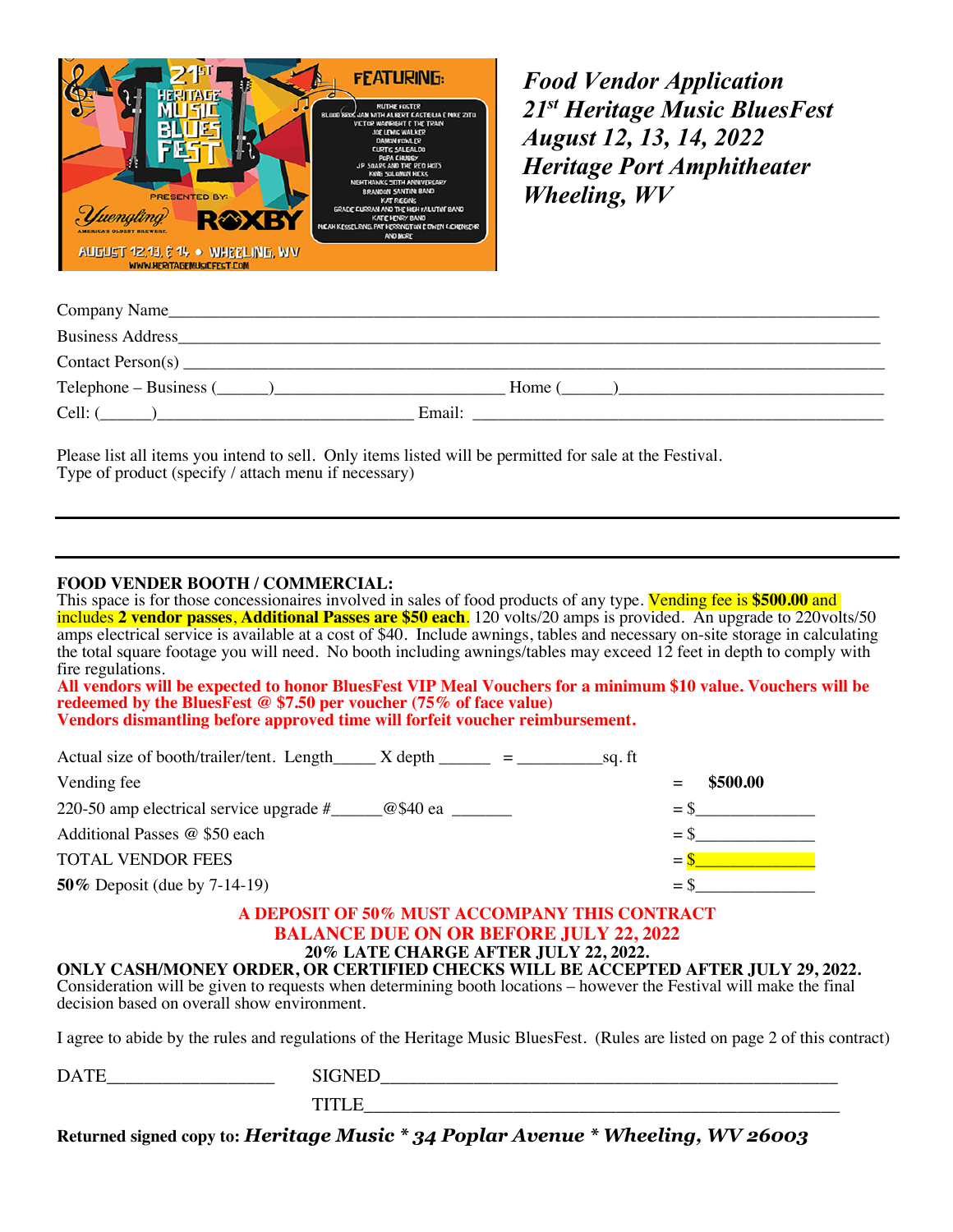*Food Vendor Application*
*21st Heritage Music BluesFest*
*August 12, 13, 14, 2022*
*Heritage Port Amphitheater*
*Wheeling, WV*

Company Name_______________________________________________________________________________

Business Address_____________________________________________________________________________

Contact Person(s) _____________________________________________________________________________

Telephone – Business (______)__________________________ Home (______)_____________________________

Cell: (______)_____________________________ Email: _______________________________________________

Please list all items you intend to sell. Only items listed will be permitted for sale at the Festival.
Type of product (specify / attach menu if necessary)

---

---

**FOOD VENDER BOOTH / COMMERCIAL:**
This space is for those concessionaires involved in sales of food products of any type. Vending fee is **$500.00** and includes **2 vendor passes**, **Additional Passes are $50 each**. 120 volts/20 amps is provided. An upgrade to 220volts/50 amps electrical service is available at a cost of $40. Include awnings, tables and necessary on-site storage in calculating the total square footage you will need. No booth including awnings/tables may exceed 12 feet in depth to comply with fire regulations.
**All vendors will be expected to honor BluesFest VIP Meal Vouchers for a minimum $10 value. Vouchers will be redeemed by the BluesFest @ $7.50 per voucher (75% of face value)**
**Vendors dismantling before approved time will forfeit voucher reimbursement.**

Actual size of booth/trailer/tent. Length_____ X depth ______ = __________sq. ft

| | |
|---|---|
| Vending fee | = **$500.00** |
| 220-50 amp electrical service upgrade #______@$40 ea _______ | = $_____________ |
| Additional Passes @ $50 each | = $_____________ |
| TOTAL VENDOR FEES | = $_____________ |
| **50%** Deposit (due by 7-14-19) | = $_____________ |

**A DEPOSIT OF 50% MUST ACCOMPANY THIS CONTRACT**
**BALANCE DUE ON OR BEFORE JULY 22, 2022**
**20% LATE CHARGE AFTER JULY 22, 2022.**
**ONLY CASH/MONEY ORDER, OR CERTIFIED CHECKS WILL BE ACCEPTED AFTER JULY 29, 2022.**
Consideration will be given to requests when determining booth locations – however the Festival will make the final decision based on overall show environment.

I agree to abide by the rules and regulations of the Heritage Music BluesFest. (Rules are listed on page 2 of this contract)

DATE__________________ SIGNED________________________________________________

TITLE_________________________________________________

**Returned signed copy to:** ***Heritage Music * 34 Poplar Avenue * Wheeling, WV 26003***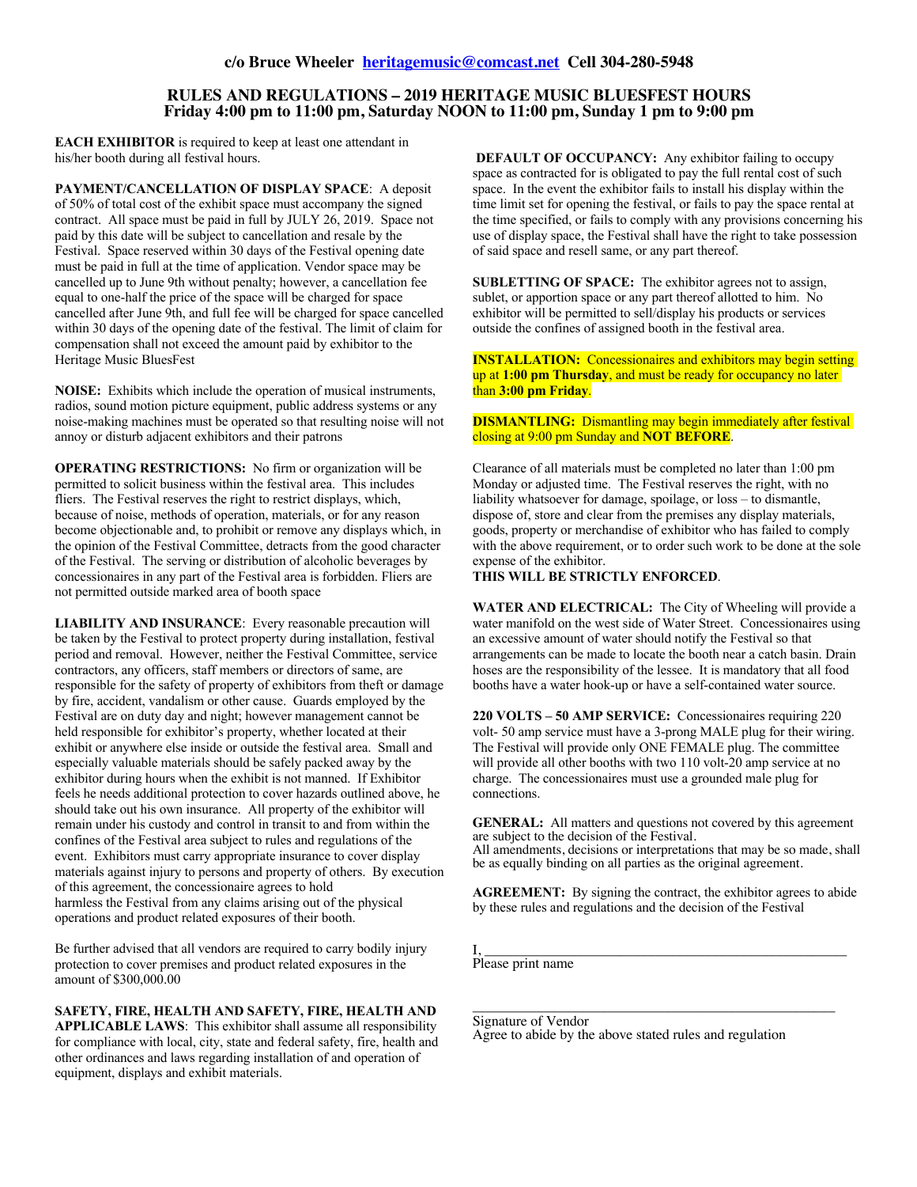**c/o Bruce Wheeler heritagemusic@comcast.net Cell 304-280-5948**

## RULES AND REGULATIONS – 2019 HERITAGE MUSIC BLUESFEST HOURS
## Friday 4:00 pm to 11:00 pm, Saturday NOON to 11:00 pm, Sunday 1 pm to 9:00 pm

**EACH EXHIBITOR** is required to keep at least one attendant in his/her booth during all festival hours.

**PAYMENT/CANCELLATION OF DISPLAY SPACE**: A deposit of 50% of total cost of the exhibit space must accompany the signed contract. All space must be paid in full by JULY 26, 2019. Space not paid by this date will be subject to cancellation and resale by the Festival. Space reserved within 30 days of the Festival opening date must be paid in full at the time of application. Vendor space may be cancelled up to June 9th without penalty; however, a cancellation fee equal to one-half the price of the space will be charged for space cancelled after June 9th, and full fee will be charged for space cancelled within 30 days of the opening date of the festival. The limit of claim for compensation shall not exceed the amount paid by exhibitor to the Heritage Music BluesFest

**NOISE:** Exhibits which include the operation of musical instruments, radios, sound motion picture equipment, public address systems or any noise-making machines must be operated so that resulting noise will not annoy or disturb adjacent exhibitors and their patrons

**OPERATING RESTRICTIONS:** No firm or organization will be permitted to solicit business within the festival area. This includes fliers. The Festival reserves the right to restrict displays, which, because of noise, methods of operation, materials, or for any reason become objectionable and, to prohibit or remove any displays which, in the opinion of the Festival Committee, detracts from the good character of the Festival. The serving or distribution of alcoholic beverages by concessionaires in any part of the Festival area is forbidden. Fliers are not permitted outside marked area of booth space

**LIABILITY AND INSURANCE**: Every reasonable precaution will be taken by the Festival to protect property during installation, festival period and removal. However, neither the Festival Committee, service contractors, any officers, staff members or directors of same, are responsible for the safety of property of exhibitors from theft or damage by fire, accident, vandalism or other cause. Guards employed by the Festival are on duty day and night; however management cannot be held responsible for exhibitor's property, whether located at their exhibit or anywhere else inside or outside the festival area. Small and especially valuable materials should be safely packed away by the exhibitor during hours when the exhibit is not manned. If Exhibitor feels he needs additional protection to cover hazards outlined above, he should take out his own insurance. All property of the exhibitor will remain under his custody and control in transit to and from within the confines of the Festival area subject to rules and regulations of the event. Exhibitors must carry appropriate insurance to cover display materials against injury to persons and property of others. By execution of this agreement, the concessionaire agrees to hold harmless the Festival from any claims arising out of the physical operations and product related exposures of their booth.

Be further advised that all vendors are required to carry bodily injury protection to cover premises and product related exposures in the amount of $300,000.00

**SAFETY, FIRE, HEALTH AND SAFETY, FIRE, HEALTH AND APPLICABLE LAWS**: This exhibitor shall assume all responsibility for compliance with local, city, state and federal safety, fire, health and other ordinances and laws regarding installation of and operation of equipment, displays and exhibit materials.

**DEFAULT OF OCCUPANCY:** Any exhibitor failing to occupy space as contracted for is obligated to pay the full rental cost of such space. In the event the exhibitor fails to install his display within the time limit set for opening the festival, or fails to pay the space rental at the time specified, or fails to comply with any provisions concerning his use of display space, the Festival shall have the right to take possession of said space and resell same, or any part thereof.

**SUBLETTING OF SPACE:** The exhibitor agrees not to assign, sublet, or apportion space or any part thereof allotted to him. No exhibitor will be permitted to sell/display his products or services outside the confines of assigned booth in the festival area.

**INSTALLATION:** Concessionaires and exhibitors may begin setting up at **1:00 pm Thursday**, and must be ready for occupancy no later than **3:00 pm Friday**.

**DISMANTLING:** Dismantling may begin immediately after festival closing at 9:00 pm Sunday and **NOT BEFORE**.

Clearance of all materials must be completed no later than 1:00 pm Monday or adjusted time. The Festival reserves the right, with no liability whatsoever for damage, spoilage, or loss – to dismantle, dispose of, store and clear from the premises any display materials, goods, property or merchandise of exhibitor who has failed to comply with the above requirement, or to order such work to be done at the sole expense of the exhibitor.
**THIS WILL BE STRICTLY ENFORCED**.

**WATER AND ELECTRICAL:** The City of Wheeling will provide a water manifold on the west side of Water Street. Concessionaires using an excessive amount of water should notify the Festival so that arrangements can be made to locate the booth near a catch basin. Drain hoses are the responsibility of the lessee. It is mandatory that all food booths have a water hook-up or have a self-contained water source.

**220 VOLTS – 50 AMP SERVICE:** Concessionaires requiring 220 volt- 50 amp service must have a 3-prong MALE plug for their wiring. The Festival will provide only ONE FEMALE plug. The committee will provide all other booths with two 110 volt-20 amp service at no charge. The concessionaires must use a grounded male plug for connections.

**GENERAL:** All matters and questions not covered by this agreement are subject to the decision of the Festival.
All amendments, decisions or interpretations that may be so made, shall be as equally binding on all parties as the original agreement.

**AGREEMENT:** By signing the contract, the exhibitor agrees to abide by these rules and regulations and the decision of the Festival

I, ______________________________________________
Please print name

______________________________________________
Signature of Vendor
Agree to abide by the above stated rules and regulation